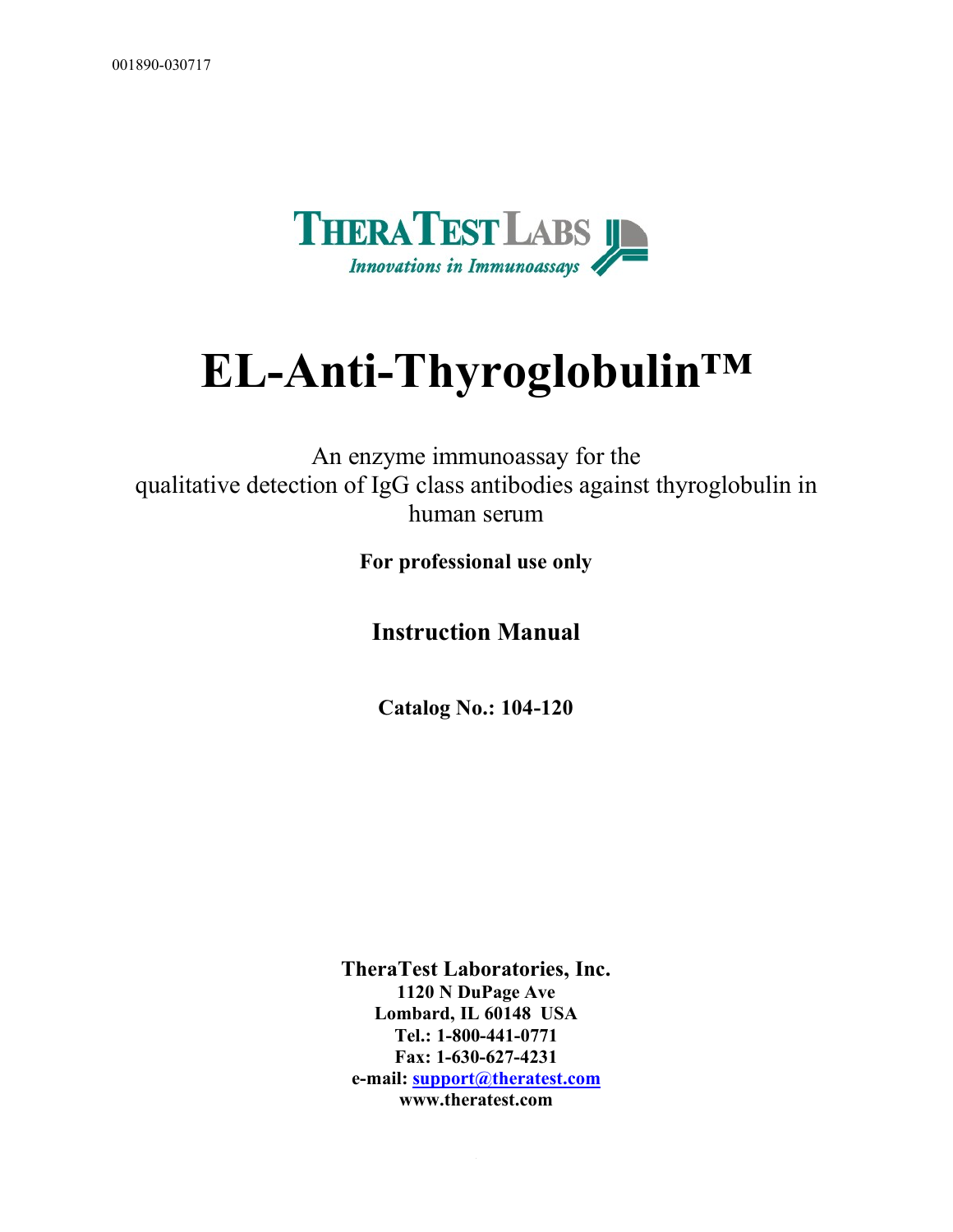001890-030717

THERATEST LABS

*Innovations in Immunoassays*

# EL-Anti-Thyroglobulin™

An enzyme immunoassay for the
qualitative detection of IgG class antibodies against thyroglobulin in
human serum

**For professional use only**

## Instruction Manual

**Catalog No.: 104-120**

**TheraTest Laboratories, Inc.**
**1120 N DuPage Ave**
**Lombard, IL 60148 USA**
**Tel.: 1-800-441-0771**
**Fax: 1-630-627-4231**
**e-mail: support@theratest.com**
**www.theratest.com**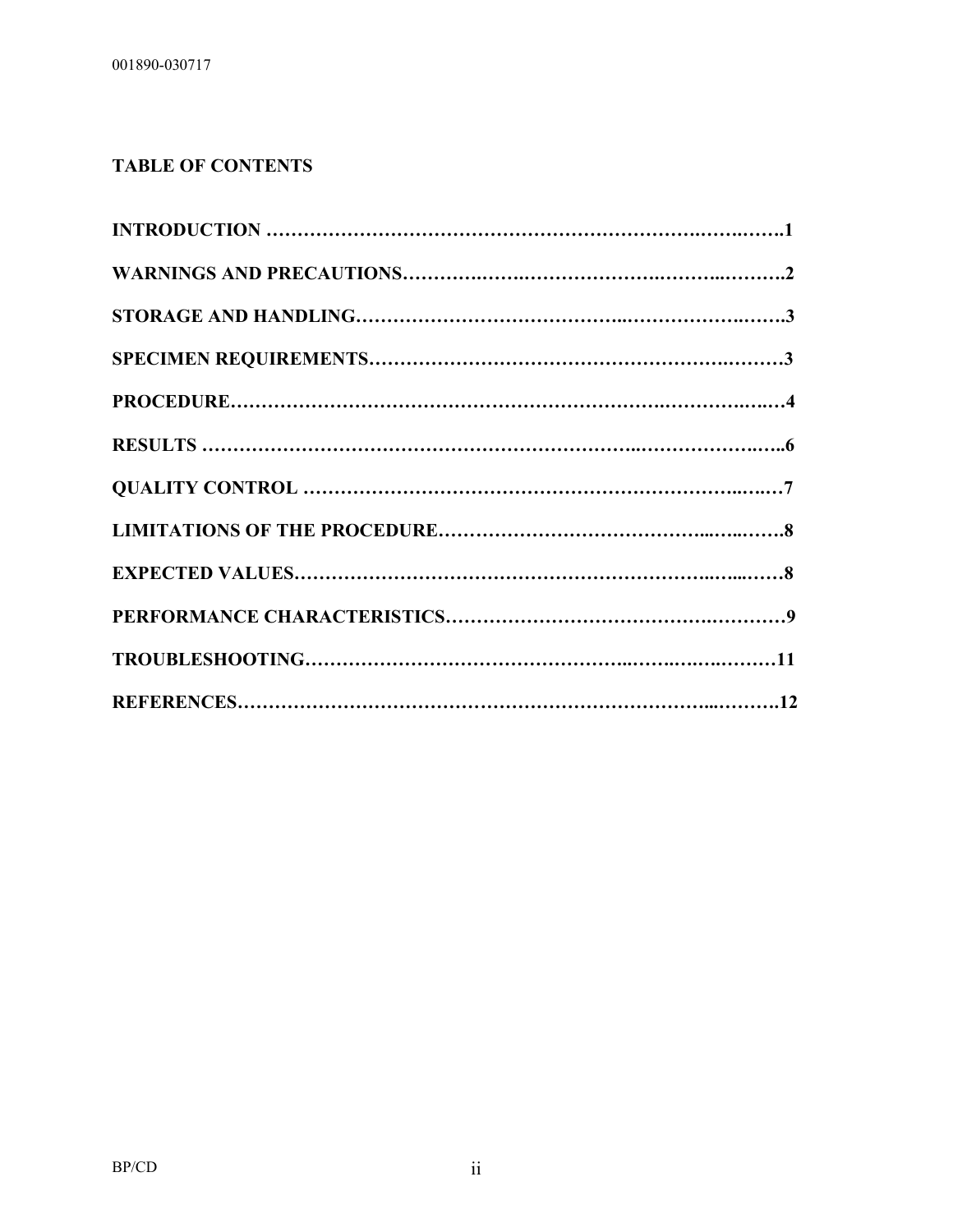## TABLE OF CONTENTS

**INTRODUCTION ……………………………………………………………………..1**

**WARNINGS AND PRECAUTIONS……………………………………………….2**

**STORAGE AND HANDLING…………………………………………………….3**

**SPECIMEN REQUIREMENTS………………………………………………….3**

**PROCEDURE……………………………………………………………………4**

**RESULTS ……………………………………………………………………..6**

**QUALITY CONTROL ………………………………………………………….7**

**LIMITATIONS OF THE PROCEDURE…………………………………………8**

**EXPECTED VALUES……………………………………………………………8**

**PERFORMANCE CHARACTERISTICS…………………………………………9**

**TROUBLESHOOTING……………………………………………………………11**

**REFERENCES…………………………………………………………………….12**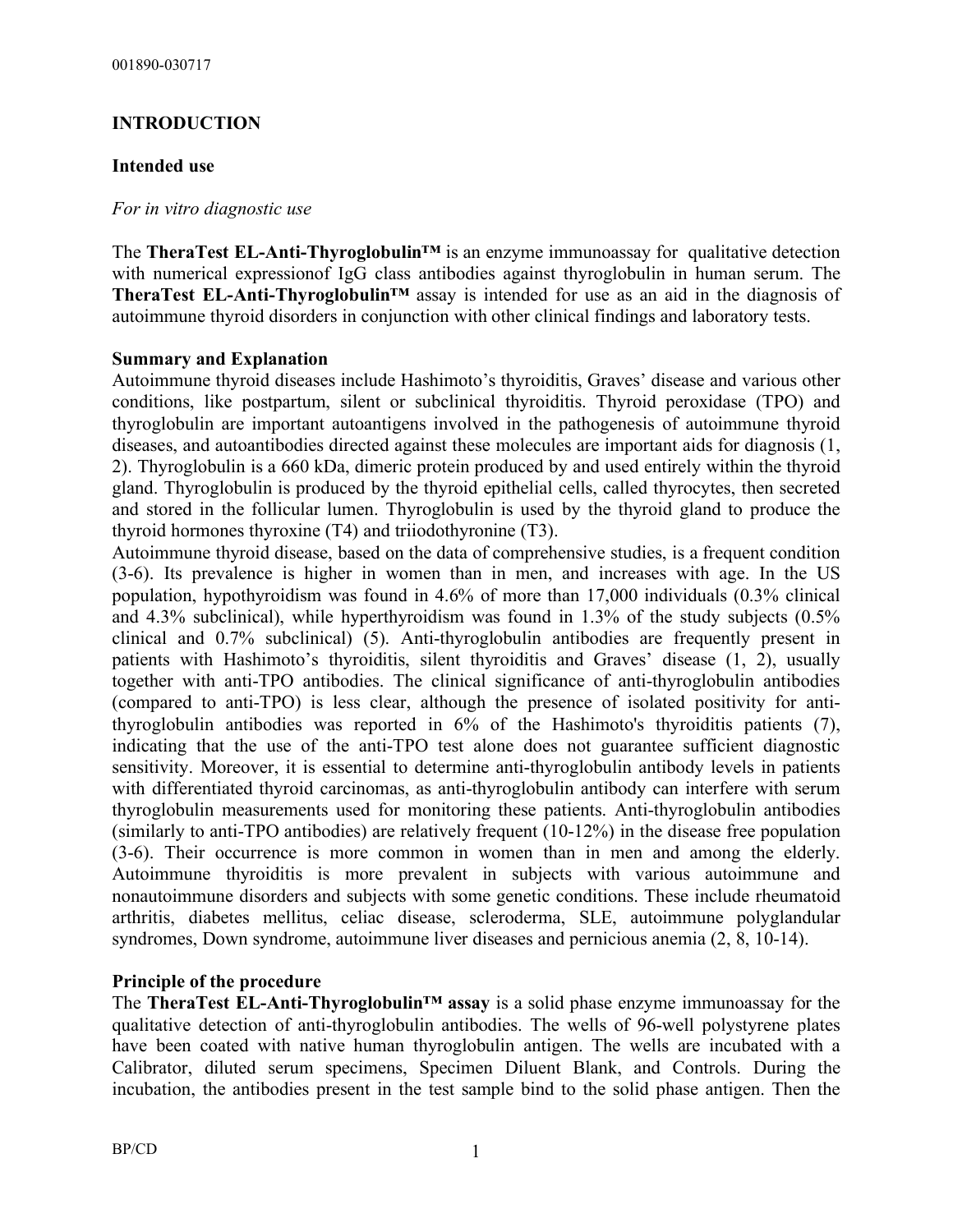## INTRODUCTION

### Intended use

*For in vitro diagnostic use*

The **TheraTest EL-Anti-Thyroglobulin™** is an enzyme immunoassay for qualitative detection with numerical expressionof IgG class antibodies against thyroglobulin in human serum. The **TheraTest EL-Anti-Thyroglobulin™** assay is intended for use as an aid in the diagnosis of autoimmune thyroid disorders in conjunction with other clinical findings and laboratory tests.

### Summary and Explanation

Autoimmune thyroid diseases include Hashimoto's thyroiditis, Graves' disease and various other conditions, like postpartum, silent or subclinical thyroiditis. Thyroid peroxidase (TPO) and thyroglobulin are important autoantigens involved in the pathogenesis of autoimmune thyroid diseases, and autoantibodies directed against these molecules are important aids for diagnosis (1, 2). Thyroglobulin is a 660 kDa, dimeric protein produced by and used entirely within the thyroid gland. Thyroglobulin is produced by the thyroid epithelial cells, called thyrocytes, then secreted and stored in the follicular lumen. Thyroglobulin is used by the thyroid gland to produce the thyroid hormones thyroxine (T4) and triiodothyronine (T3).

Autoimmune thyroid disease, based on the data of comprehensive studies, is a frequent condition (3-6). Its prevalence is higher in women than in men, and increases with age. In the US population, hypothyroidism was found in 4.6% of more than 17,000 individuals (0.3% clinical and 4.3% subclinical), while hyperthyroidism was found in 1.3% of the study subjects (0.5% clinical and 0.7% subclinical) (5). Anti-thyroglobulin antibodies are frequently present in patients with Hashimoto's thyroiditis, silent thyroiditis and Graves' disease (1, 2), usually together with anti-TPO antibodies. The clinical significance of anti-thyroglobulin antibodies (compared to anti-TPO) is less clear, although the presence of isolated positivity for anti-thyroglobulin antibodies was reported in 6% of the Hashimoto's thyroiditis patients (7), indicating that the use of the anti-TPO test alone does not guarantee sufficient diagnostic sensitivity. Moreover, it is essential to determine anti-thyroglobulin antibody levels in patients with differentiated thyroid carcinomas, as anti-thyroglobulin antibody can interfere with serum thyroglobulin measurements used for monitoring these patients. Anti-thyroglobulin antibodies (similarly to anti-TPO antibodies) are relatively frequent (10-12%) in the disease free population (3-6). Their occurrence is more common in women than in men and among the elderly. Autoimmune thyroiditis is more prevalent in subjects with various autoimmune and nonautoimmune disorders and subjects with some genetic conditions. These include rheumatoid arthritis, diabetes mellitus, celiac disease, scleroderma, SLE, autoimmune polyglandular syndromes, Down syndrome, autoimmune liver diseases and pernicious anemia (2, 8, 10-14).

### Principle of the procedure

The **TheraTest EL-Anti-Thyroglobulin™ assay** is a solid phase enzyme immunoassay for the qualitative detection of anti-thyroglobulin antibodies. The wells of 96-well polystyrene plates have been coated with native human thyroglobulin antigen. The wells are incubated with a Calibrator, diluted serum specimens, Specimen Diluent Blank, and Controls. During the incubation, the antibodies present in the test sample bind to the solid phase antigen. Then the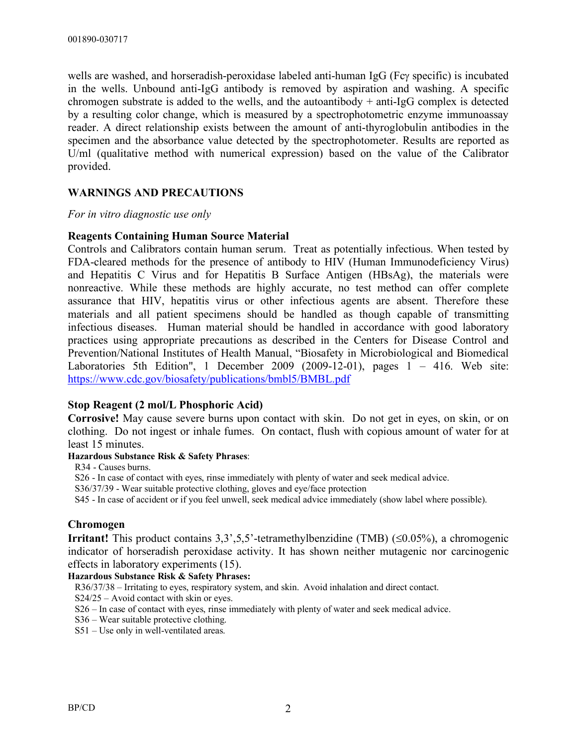wells are washed, and horseradish-peroxidase labeled anti-human IgG (Fcγ specific) is incubated in the wells. Unbound anti-IgG antibody is removed by aspiration and washing. A specific chromogen substrate is added to the wells, and the autoantibody + anti-IgG complex is detected by a resulting color change, which is measured by a spectrophotometric enzyme immunoassay reader. A direct relationship exists between the amount of anti-thyroglobulin antibodies in the specimen and the absorbance value detected by the spectrophotometer. Results are reported as U/ml (qualitative method with numerical expression) based on the value of the Calibrator provided.

## WARNINGS AND PRECAUTIONS

*For in vitro diagnostic use only*

### Reagents Containing Human Source Material

Controls and Calibrators contain human serum. Treat as potentially infectious. When tested by FDA-cleared methods for the presence of antibody to HIV (Human Immunodeficiency Virus) and Hepatitis C Virus and for Hepatitis B Surface Antigen (HBsAg), the materials were nonreactive. While these methods are highly accurate, no test method can offer complete assurance that HIV, hepatitis virus or other infectious agents are absent. Therefore these materials and all patient specimens should be handled as though capable of transmitting infectious diseases. Human material should be handled in accordance with good laboratory practices using appropriate precautions as described in the Centers for Disease Control and Prevention/National Institutes of Health Manual, "Biosafety in Microbiological and Biomedical Laboratories 5th Edition", 1 December 2009 (2009-12-01), pages 1 – 416. Web site: https://www.cdc.gov/biosafety/publications/bmbl5/BMBL.pdf

### Stop Reagent (2 mol/L Phosphoric Acid)

**Corrosive!** May cause severe burns upon contact with skin. Do not get in eyes, on skin, or on clothing. Do not ingest or inhale fumes. On contact, flush with copious amount of water for at least 15 minutes.

**Hazardous Substance Risk & Safety Phrases**:

R34 - Causes burns.
S26 - In case of contact with eyes, rinse immediately with plenty of water and seek medical advice.
S36/37/39 - Wear suitable protective clothing, gloves and eye/face protection
S45 - In case of accident or if you feel unwell, seek medical advice immediately (show label where possible).

### Chromogen

**Irritant!** This product contains 3,3',5,5'-tetramethylbenzidine (TMB) (≤0.05%), a chromogenic indicator of horseradish peroxidase activity. It has shown neither mutagenic nor carcinogenic effects in laboratory experiments (15).

**Hazardous Substance Risk & Safety Phrases:**

R36/37/38 – Irritating to eyes, respiratory system, and skin. Avoid inhalation and direct contact.
S24/25 – Avoid contact with skin or eyes.
S26 – In case of contact with eyes, rinse immediately with plenty of water and seek medical advice.
S36 – Wear suitable protective clothing.
S51 – Use only in well-ventilated areas.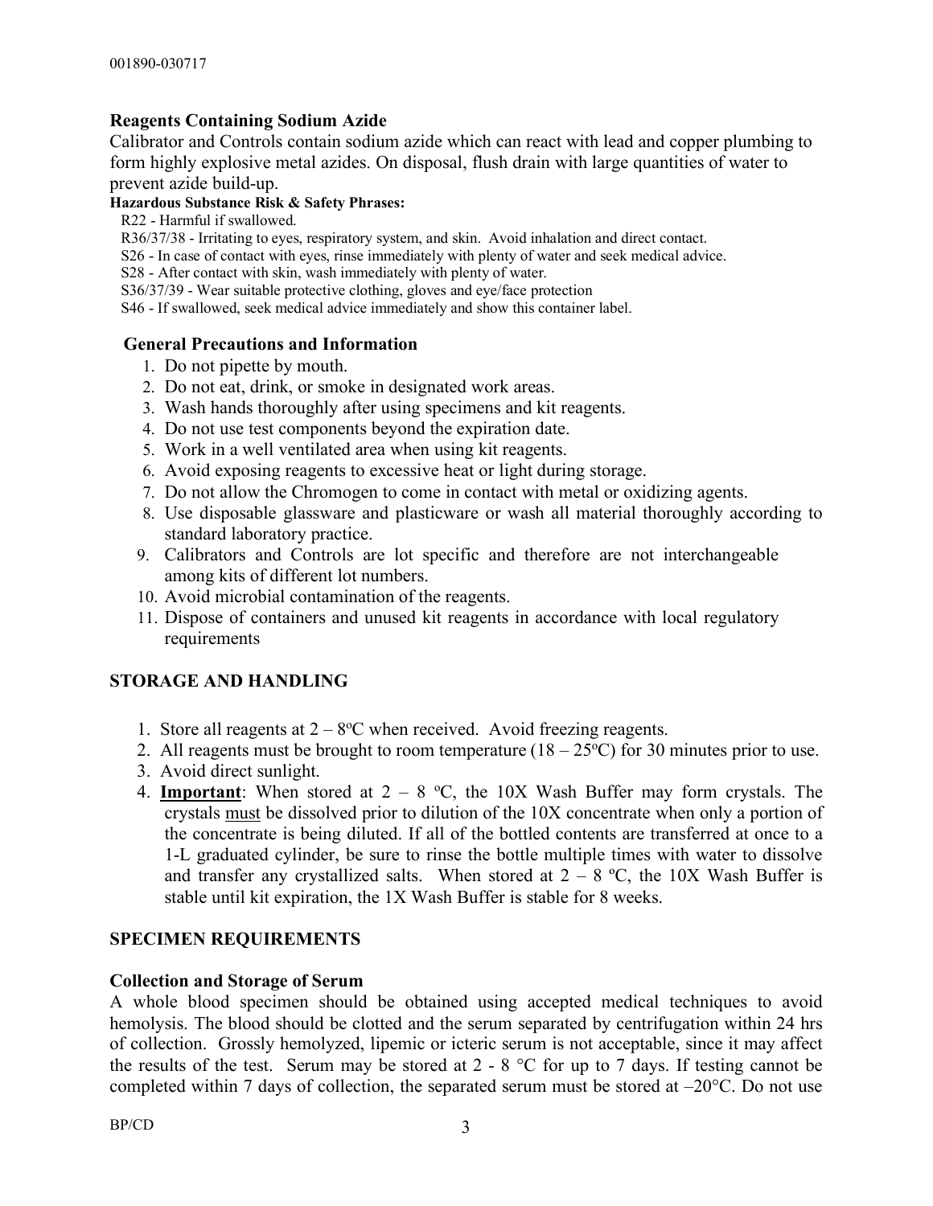### Reagents Containing Sodium Azide

Calibrator and Controls contain sodium azide which can react with lead and copper plumbing to form highly explosive metal azides. On disposal, flush drain with large quantities of water to prevent azide build-up.

**Hazardous Substance Risk & Safety Phrases:**

R22 - Harmful if swallowed.
R36/37/38 - Irritating to eyes, respiratory system, and skin. Avoid inhalation and direct contact.
S26 - In case of contact with eyes, rinse immediately with plenty of water and seek medical advice.
S28 - After contact with skin, wash immediately with plenty of water.
S36/37/39 - Wear suitable protective clothing, gloves and eye/face protection
S46 - If swallowed, seek medical advice immediately and show this container label.

### General Precautions and Information

1. Do not pipette by mouth.
2. Do not eat, drink, or smoke in designated work areas.
3. Wash hands thoroughly after using specimens and kit reagents.
4. Do not use test components beyond the expiration date.
5. Work in a well ventilated area when using kit reagents.
6. Avoid exposing reagents to excessive heat or light during storage.
7. Do not allow the Chromogen to come in contact with metal or oxidizing agents.
8. Use disposable glassware and plasticware or wash all material thoroughly according to standard laboratory practice.
9. Calibrators and Controls are lot specific and therefore are not interchangeable among kits of different lot numbers.
10. Avoid microbial contamination of the reagents.
11. Dispose of containers and unused kit reagents in accordance with local regulatory requirements

## STORAGE AND HANDLING

1. Store all reagents at 2 – 8°C when received. Avoid freezing reagents.
2. All reagents must be brought to room temperature (18 – 25°C) for 30 minutes prior to use.
3. Avoid direct sunlight.
4. **Important**: When stored at 2 – 8 °C, the 10X Wash Buffer may form crystals. The crystals must be dissolved prior to dilution of the 10X concentrate when only a portion of the concentrate is being diluted. If all of the bottled contents are transferred at once to a 1-L graduated cylinder, be sure to rinse the bottle multiple times with water to dissolve and transfer any crystallized salts. When stored at 2 – 8 °C, the 10X Wash Buffer is stable until kit expiration, the 1X Wash Buffer is stable for 8 weeks.

## SPECIMEN REQUIREMENTS

### Collection and Storage of Serum

A whole blood specimen should be obtained using accepted medical techniques to avoid hemolysis. The blood should be clotted and the serum separated by centrifugation within 24 hrs of collection. Grossly hemolyzed, lipemic or icteric serum is not acceptable, since it may affect the results of the test. Serum may be stored at 2 - 8 °C for up to 7 days. If testing cannot be completed within 7 days of collection, the separated serum must be stored at –20°C. Do not use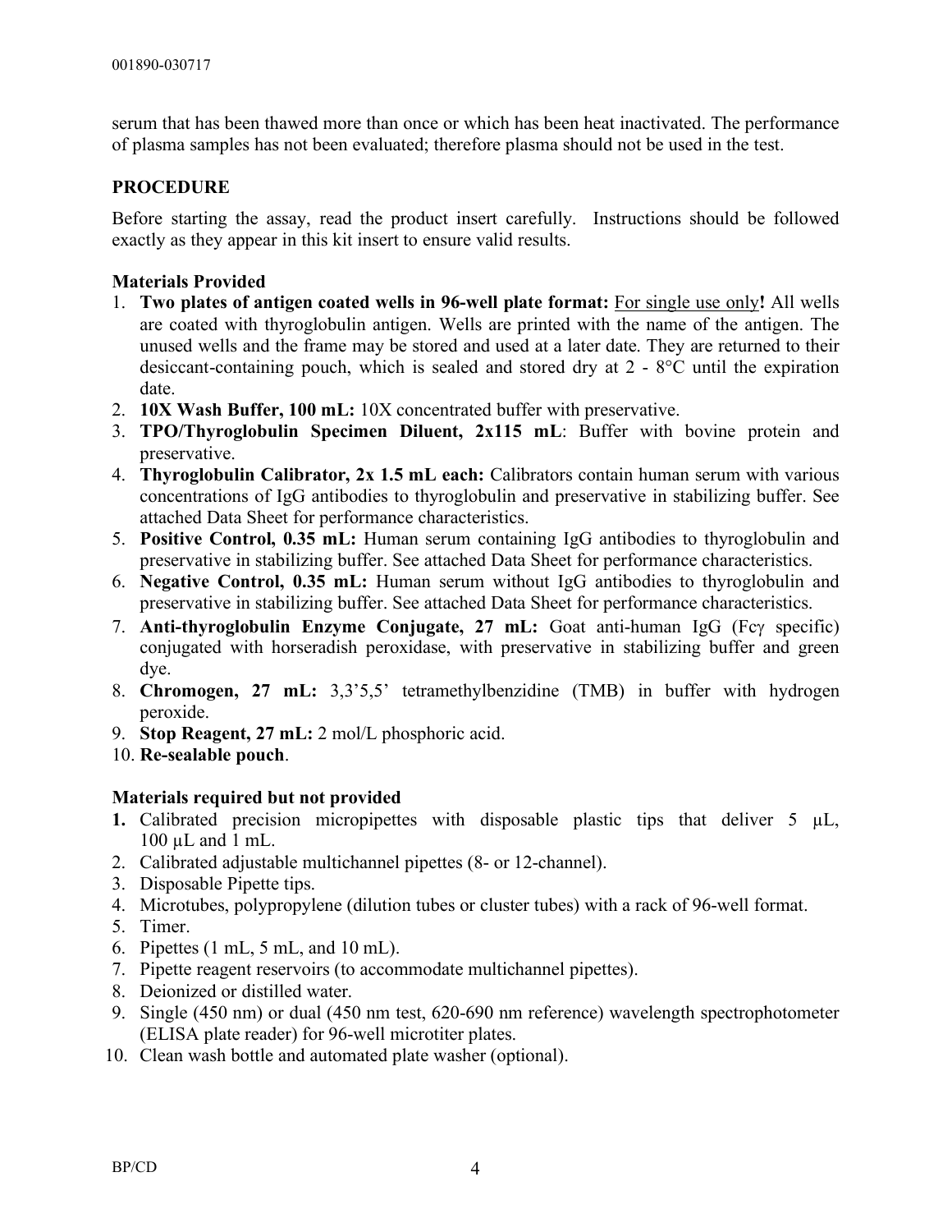serum that has been thawed more than once or which has been heat inactivated. The performance of plasma samples has not been evaluated; therefore plasma should not be used in the test.

## PROCEDURE

Before starting the assay, read the product insert carefully. Instructions should be followed exactly as they appear in this kit insert to ensure valid results.

### Materials Provided

1. **Two plates of antigen coated wells in 96-well plate format:** For single use only**!** All wells are coated with thyroglobulin antigen. Wells are printed with the name of the antigen. The unused wells and the frame may be stored and used at a later date. They are returned to their desiccant-containing pouch, which is sealed and stored dry at 2 - 8°C until the expiration date.
2. **10X Wash Buffer, 100 mL:** 10X concentrated buffer with preservative.
3. **TPO/Thyroglobulin Specimen Diluent, 2x115 mL**: Buffer with bovine protein and preservative.
4. **Thyroglobulin Calibrator, 2x 1.5 mL each:** Calibrators contain human serum with various concentrations of IgG antibodies to thyroglobulin and preservative in stabilizing buffer. See attached Data Sheet for performance characteristics.
5. **Positive Control, 0.35 mL:** Human serum containing IgG antibodies to thyroglobulin and preservative in stabilizing buffer. See attached Data Sheet for performance characteristics.
6. **Negative Control, 0.35 mL:** Human serum without IgG antibodies to thyroglobulin and preservative in stabilizing buffer. See attached Data Sheet for performance characteristics.
7. **Anti-thyroglobulin Enzyme Conjugate, 27 mL:** Goat anti-human IgG (Fcγ specific) conjugated with horseradish peroxidase, with preservative in stabilizing buffer and green dye.
8. **Chromogen, 27 mL:** 3,3'5,5' tetramethylbenzidine (TMB) in buffer with hydrogen peroxide.
9. **Stop Reagent, 27 mL:** 2 mol/L phosphoric acid.
10. **Re-sealable pouch**.

### Materials required but not provided

1. Calibrated precision micropipettes with disposable plastic tips that deliver 5 µL, 100 µL and 1 mL.
2. Calibrated adjustable multichannel pipettes (8- or 12-channel).
3. Disposable Pipette tips.
4. Microtubes, polypropylene (dilution tubes or cluster tubes) with a rack of 96-well format.
5. Timer.
6. Pipettes (1 mL, 5 mL, and 10 mL).
7. Pipette reagent reservoirs (to accommodate multichannel pipettes).
8. Deionized or distilled water.
9. Single (450 nm) or dual (450 nm test, 620-690 nm reference) wavelength spectrophotometer (ELISA plate reader) for 96-well microtiter plates.
10. Clean wash bottle and automated plate washer (optional).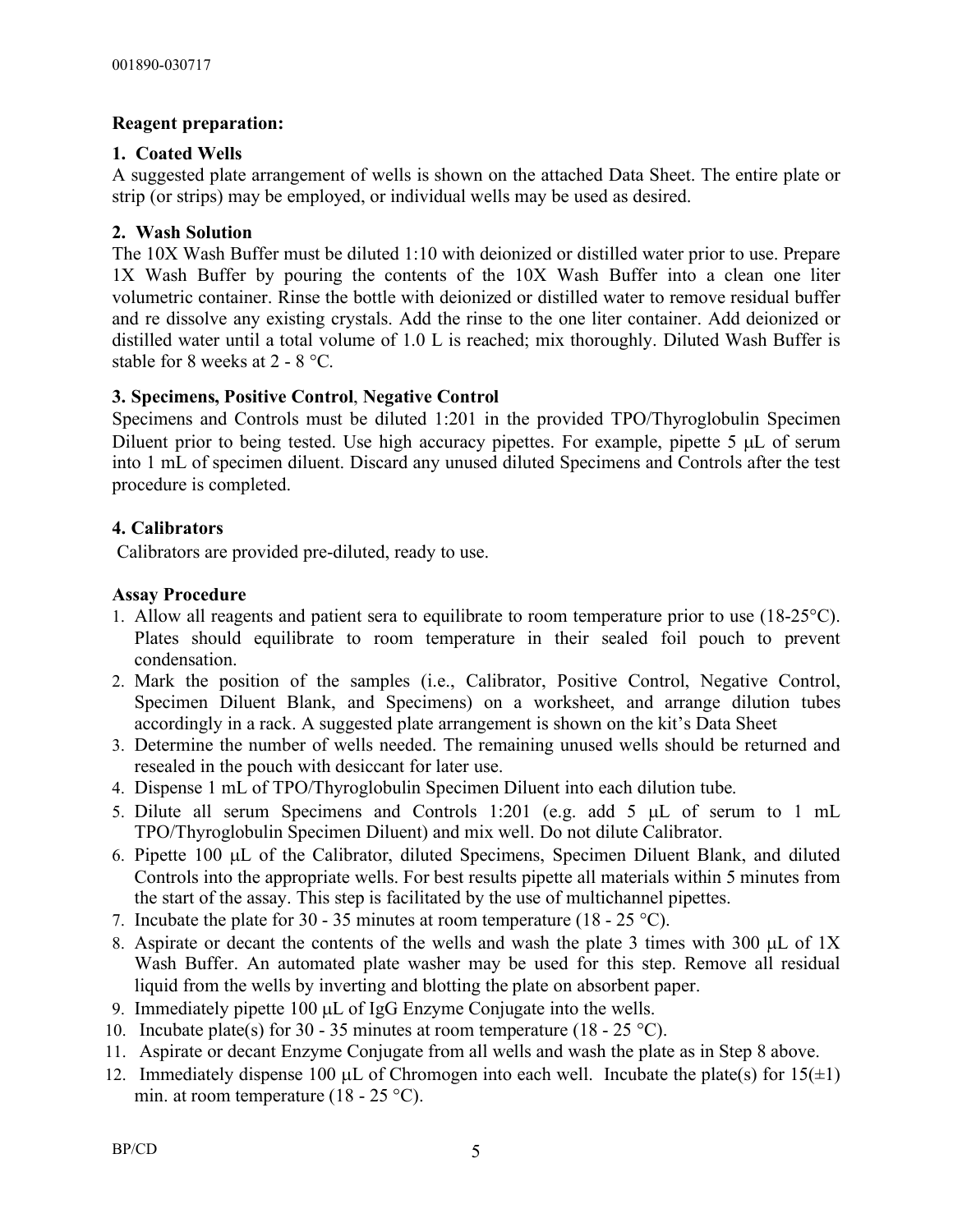**Reagent preparation:**

**1. Coated Wells**

A suggested plate arrangement of wells is shown on the attached Data Sheet. The entire plate or strip (or strips) may be employed, or individual wells may be used as desired.

**2. Wash Solution**

The 10X Wash Buffer must be diluted 1:10 with deionized or distilled water prior to use. Prepare 1X Wash Buffer by pouring the contents of the 10X Wash Buffer into a clean one liter volumetric container. Rinse the bottle with deionized or distilled water to remove residual buffer and re dissolve any existing crystals. Add the rinse to the one liter container. Add deionized or distilled water until a total volume of 1.0 L is reached; mix thoroughly. Diluted Wash Buffer is stable for 8 weeks at 2 - 8 °C.

**3. Specimens, Positive Control, Negative Control**

Specimens and Controls must be diluted 1:201 in the provided TPO/Thyroglobulin Specimen Diluent prior to being tested. Use high accuracy pipettes. For example, pipette 5 μL of serum into 1 mL of specimen diluent. Discard any unused diluted Specimens and Controls after the test procedure is completed.

**4. Calibrators**

Calibrators are provided pre-diluted, ready to use.

**Assay Procedure**

1. Allow all reagents and patient sera to equilibrate to room temperature prior to use (18-25°C). Plates should equilibrate to room temperature in their sealed foil pouch to prevent condensation.
2. Mark the position of the samples (i.e., Calibrator, Positive Control, Negative Control, Specimen Diluent Blank, and Specimens) on a worksheet, and arrange dilution tubes accordingly in a rack. A suggested plate arrangement is shown on the kit's Data Sheet
3. Determine the number of wells needed. The remaining unused wells should be returned and resealed in the pouch with desiccant for later use.
4. Dispense 1 mL of TPO/Thyroglobulin Specimen Diluent into each dilution tube.
5. Dilute all serum Specimens and Controls 1:201 (e.g. add 5 μL of serum to 1 mL TPO/Thyroglobulin Specimen Diluent) and mix well. Do not dilute Calibrator.
6. Pipette 100 μL of the Calibrator, diluted Specimens, Specimen Diluent Blank, and diluted Controls into the appropriate wells. For best results pipette all materials within 5 minutes from the start of the assay. This step is facilitated by the use of multichannel pipettes.
7. Incubate the plate for 30 - 35 minutes at room temperature (18 - 25 °C).
8. Aspirate or decant the contents of the wells and wash the plate 3 times with 300 μL of 1X Wash Buffer. An automated plate washer may be used for this step. Remove all residual liquid from the wells by inverting and blotting the plate on absorbent paper.
9. Immediately pipette 100 μL of IgG Enzyme Conjugate into the wells.
10. Incubate plate(s) for 30 - 35 minutes at room temperature (18 - 25 °C).
11. Aspirate or decant Enzyme Conjugate from all wells and wash the plate as in Step 8 above.
12. Immediately dispense 100 μL of Chromogen into each well. Incubate the plate(s) for 15(±1) min. at room temperature (18 - 25 °C).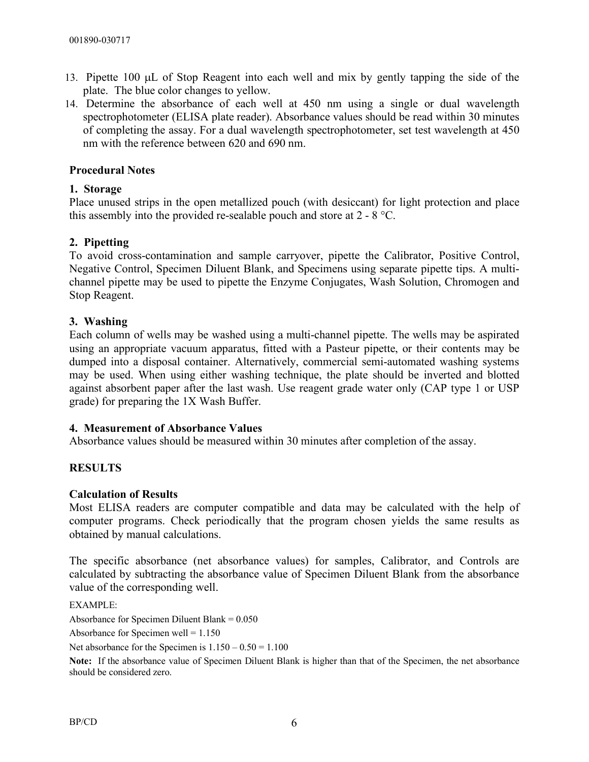13. Pipette 100 μL of Stop Reagent into each well and mix by gently tapping the side of the plate. The blue color changes to yellow.
14. Determine the absorbance of each well at 450 nm using a single or dual wavelength spectrophotometer (ELISA plate reader). Absorbance values should be read within 30 minutes of completing the assay. For a dual wavelength spectrophotometer, set test wavelength at 450 nm with the reference between 620 and 690 nm.

### Procedural Notes

**1. Storage**

Place unused strips in the open metallized pouch (with desiccant) for light protection and place this assembly into the provided re-sealable pouch and store at 2 - 8 °C.

**2. Pipetting**

To avoid cross-contamination and sample carryover, pipette the Calibrator, Positive Control, Negative Control, Specimen Diluent Blank, and Specimens using separate pipette tips. A multi-channel pipette may be used to pipette the Enzyme Conjugates, Wash Solution, Chromogen and Stop Reagent.

**3. Washing**

Each column of wells may be washed using a multi-channel pipette. The wells may be aspirated using an appropriate vacuum apparatus, fitted with a Pasteur pipette, or their contents may be dumped into a disposal container. Alternatively, commercial semi-automated washing systems may be used. When using either washing technique, the plate should be inverted and blotted against absorbent paper after the last wash. Use reagent grade water only (CAP type 1 or USP grade) for preparing the 1X Wash Buffer.

**4. Measurement of Absorbance Values**

Absorbance values should be measured within 30 minutes after completion of the assay.

## RESULTS

### Calculation of Results

Most ELISA readers are computer compatible and data may be calculated with the help of computer programs. Check periodically that the program chosen yields the same results as obtained by manual calculations.

The specific absorbance (net absorbance values) for samples, Calibrator, and Controls are calculated by subtracting the absorbance value of Specimen Diluent Blank from the absorbance value of the corresponding well.

EXAMPLE:

Absorbance for Specimen Diluent Blank = 0.050

Absorbance for Specimen well = 1.150

Net absorbance for the Specimen is 1.150 – 0.50 = 1.100

**Note:** If the absorbance value of Specimen Diluent Blank is higher than that of the Specimen, the net absorbance should be considered zero.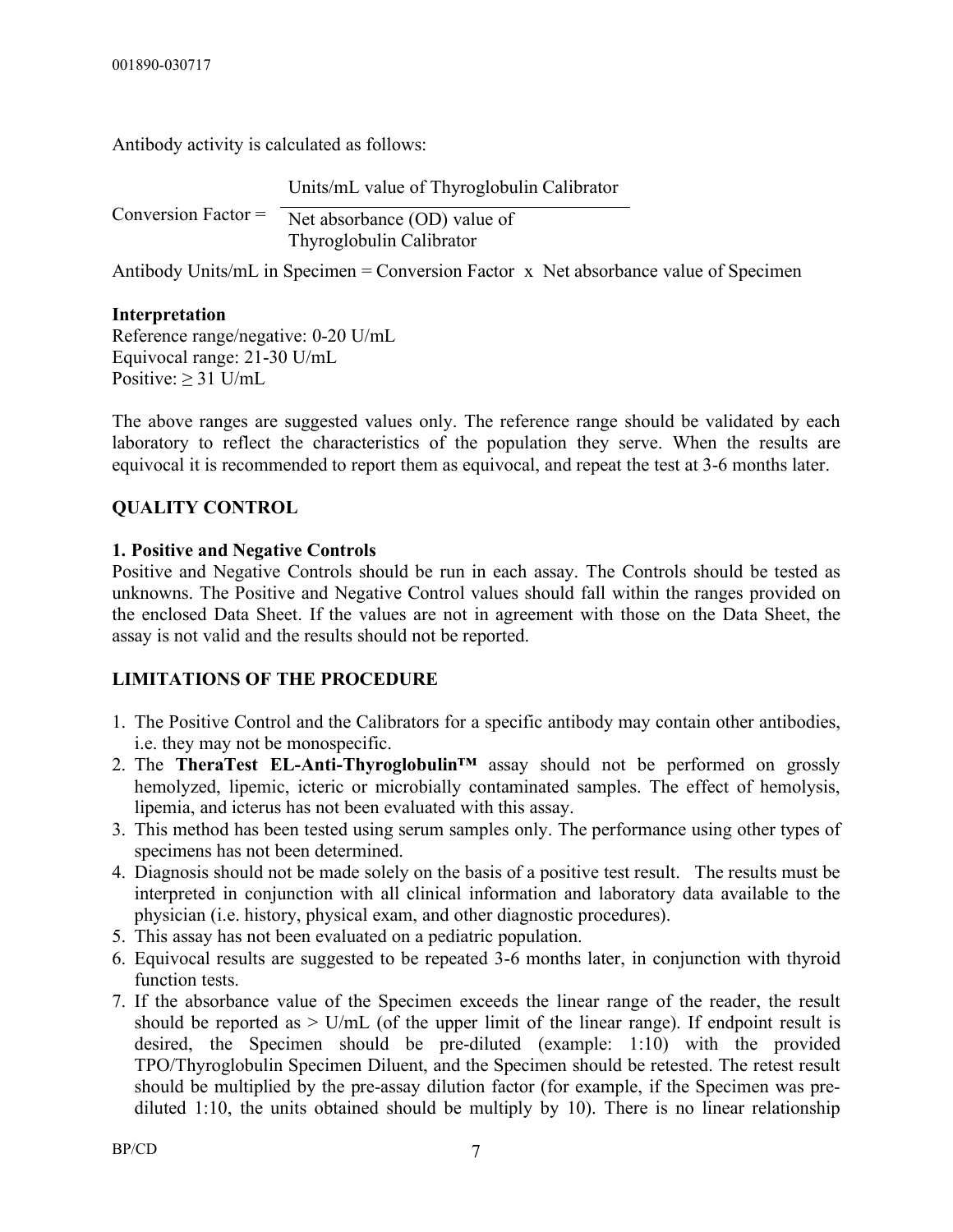Antibody activity is calculated as follows:

$$\text{Conversion Factor} = \frac{\text{Units/mL value of Thyroglobulin Calibrator}}{\text{Net absorbance (OD) value of Thyroglobulin Calibrator}}$$

Antibody Units/mL in Specimen = Conversion Factor x Net absorbance value of Specimen

**Interpretation**
Reference range/negative: 0-20 U/mL
Equivocal range: 21-30 U/mL
Positive: ≥ 31 U/mL

The above ranges are suggested values only. The reference range should be validated by each laboratory to reflect the characteristics of the population they serve. When the results are equivocal it is recommended to report them as equivocal, and repeat the test at 3-6 months later.

## QUALITY CONTROL

**1. Positive and Negative Controls**
Positive and Negative Controls should be run in each assay. The Controls should be tested as unknowns. The Positive and Negative Control values should fall within the ranges provided on the enclosed Data Sheet. If the values are not in agreement with those on the Data Sheet, the assay is not valid and the results should not be reported.

## LIMITATIONS OF THE PROCEDURE

1. The Positive Control and the Calibrators for a specific antibody may contain other antibodies, i.e. they may not be monospecific.
2. The **TheraTest EL-Anti-Thyroglobulin™** assay should not be performed on grossly hemolyzed, lipemic, icteric or microbially contaminated samples. The effect of hemolysis, lipemia, and icterus has not been evaluated with this assay.
3. This method has been tested using serum samples only. The performance using other types of specimens has not been determined.
4. Diagnosis should not be made solely on the basis of a positive test result. The results must be interpreted in conjunction with all clinical information and laboratory data available to the physician (i.e. history, physical exam, and other diagnostic procedures).
5. This assay has not been evaluated on a pediatric population.
6. Equivocal results are suggested to be repeated 3-6 months later, in conjunction with thyroid function tests.
7. If the absorbance value of the Specimen exceeds the linear range of the reader, the result should be reported as > U/mL (of the upper limit of the linear range). If endpoint result is desired, the Specimen should be pre-diluted (example: 1:10) with the provided TPO/Thyroglobulin Specimen Diluent, and the Specimen should be retested. The retest result should be multiplied by the pre-assay dilution factor (for example, if the Specimen was pre-diluted 1:10, the units obtained should be multiply by 10). There is no linear relationship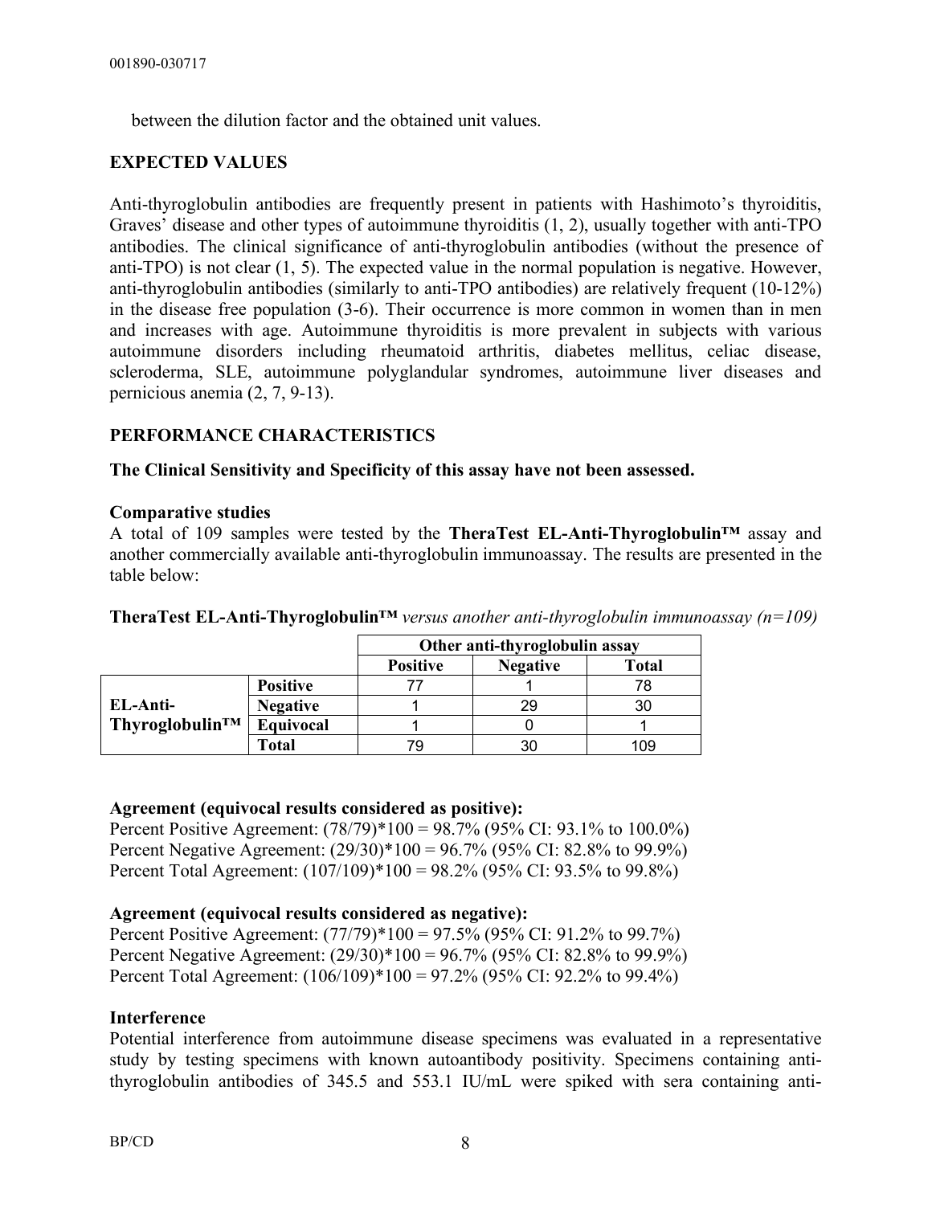between the dilution factor and the obtained unit values.

## EXPECTED VALUES

Anti-thyroglobulin antibodies are frequently present in patients with Hashimoto's thyroiditis, Graves' disease and other types of autoimmune thyroiditis (1, 2), usually together with anti-TPO antibodies. The clinical significance of anti-thyroglobulin antibodies (without the presence of anti-TPO) is not clear (1, 5). The expected value in the normal population is negative. However, anti-thyroglobulin antibodies (similarly to anti-TPO antibodies) are relatively frequent (10-12%) in the disease free population (3-6). Their occurrence is more common in women than in men and increases with age. Autoimmune thyroiditis is more prevalent in subjects with various autoimmune disorders including rheumatoid arthritis, diabetes mellitus, celiac disease, scleroderma, SLE, autoimmune polyglandular syndromes, autoimmune liver diseases and pernicious anemia (2, 7, 9-13).

## PERFORMANCE CHARACTERISTICS

**The Clinical Sensitivity and Specificity of this assay have not been assessed.**

### Comparative studies

A total of 109 samples were tested by the **TheraTest EL-Anti-Thyroglobulin™** assay and another commercially available anti-thyroglobulin immunoassay. The results are presented in the table below:

**TheraTest EL-Anti-Thyroglobulin™** *versus another anti-thyroglobulin immunoassay (n=109)*

| | | Other anti-thyroglobulin assay | | |
|---|---|---|---|---|
| | | **Positive** | **Negative** | **Total** |
| **EL-Anti-Thyroglobulin™** | **Positive** | 77 | 1 | 78 |
| | **Negative** | 1 | 29 | 30 |
| | **Equivocal** | 1 | 0 | 1 |
| | **Total** | 79 | 30 | 109 |

**Agreement (equivocal results considered as positive):**

Percent Positive Agreement: (78/79)*100 = 98.7% (95% CI: 93.1% to 100.0%)
Percent Negative Agreement: (29/30)*100 = 96.7% (95% CI: 82.8% to 99.9%)
Percent Total Agreement: (107/109)*100 = 98.2% (95% CI: 93.5% to 99.8%)

**Agreement (equivocal results considered as negative):**

Percent Positive Agreement: (77/79)*100 = 97.5% (95% CI: 91.2% to 99.7%)
Percent Negative Agreement: (29/30)*100 = 96.7% (95% CI: 82.8% to 99.9%)
Percent Total Agreement: (106/109)*100 = 97.2% (95% CI: 92.2% to 99.4%)

### Interference

Potential interference from autoimmune disease specimens was evaluated in a representative study by testing specimens with known autoantibody positivity. Specimens containing anti-thyroglobulin antibodies of 345.5 and 553.1 IU/mL were spiked with sera containing anti-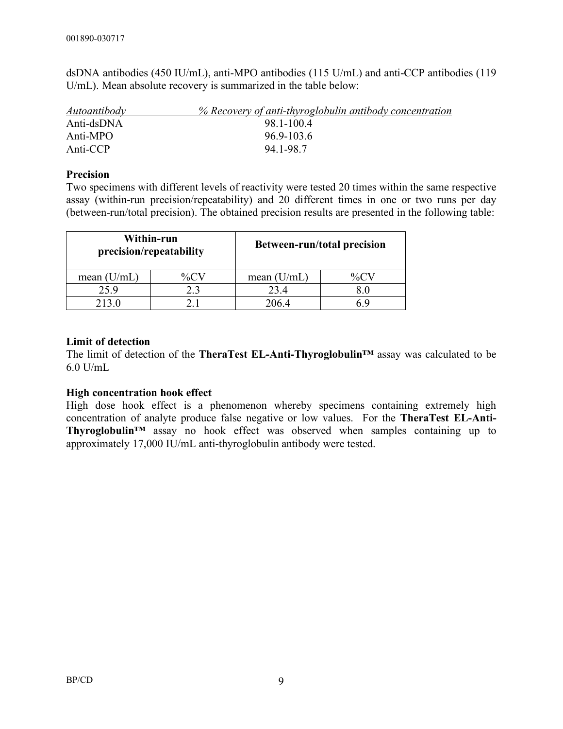dsDNA antibodies (450 IU/mL), anti-MPO antibodies (115 U/mL) and anti-CCP antibodies (119 U/mL). Mean absolute recovery is summarized in the table below:

| *Autoantibody* | *% Recovery of anti-thyroglobulin antibody concentration* |
|---|---|
| Anti-dsDNA | 98.1-100.4 |
| Anti-MPO | 96.9-103.6 |
| Anti-CCP | 94.1-98.7 |

**Precision**

Two specimens with different levels of reactivity were tested 20 times within the same respective assay (within-run precision/repeatability) and 20 different times in one or two runs per day (between-run/total precision). The obtained precision results are presented in the following table:

| Within-run precision/repeatability | | Between-run/total precision | |
|---|---|---|---|
| mean (U/mL) | %CV | mean (U/mL) | %CV |
| 25.9 | 2.3 | 23.4 | 8.0 |
| 213.0 | 2.1 | 206.4 | 6.9 |

**Limit of detection**

The limit of detection of the **TheraTest EL-Anti-Thyroglobulin™** assay was calculated to be 6.0 U/mL

**High concentration hook effect**

High dose hook effect is a phenomenon whereby specimens containing extremely high concentration of analyte produce false negative or low values. For the **TheraTest EL-Anti-Thyroglobulin™** assay no hook effect was observed when samples containing up to approximately 17,000 IU/mL anti-thyroglobulin antibody were tested.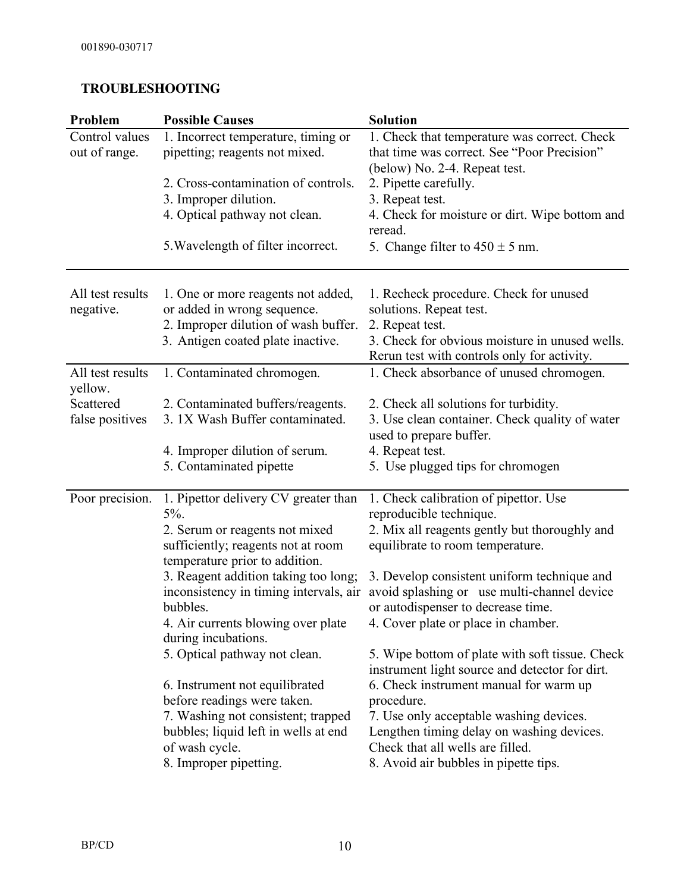## TROUBLESHOOTING

| Problem | Possible Causes | Solution |
|---|---|---|
| Control values out of range. | 1. Incorrect temperature, timing or pipetting; reagents not mixed. | 1. Check that temperature was correct. Check that time was correct. See "Poor Precision" (below) No. 2-4. Repeat test. |
| | 2. Cross-contamination of controls. | 2. Pipette carefully. |
| | 3. Improper dilution. | 3. Repeat test. |
| | 4. Optical pathway not clean. | 4. Check for moisture or dirt. Wipe bottom and reread. |
| | 5. Wavelength of filter incorrect. | 5. Change filter to 450 ± 5 nm. |
| All test results negative. | 1. One or more reagents not added, or added in wrong sequence. | 1. Recheck procedure. Check for unused solutions. Repeat test. |
| | 2. Improper dilution of wash buffer. | 2. Repeat test. |
| | 3. Antigen coated plate inactive. | 3. Check for obvious moisture in unused wells. Rerun test with controls only for activity. |
| All test results yellow. | 1. Contaminated chromogen. | 1. Check absorbance of unused chromogen. |
| Scattered false positives | 2. Contaminated buffers/reagents. | 2. Check all solutions for turbidity. |
| | 3. 1X Wash Buffer contaminated. | 3. Use clean container. Check quality of water used to prepare buffer. |
| | 4. Improper dilution of serum. | 4. Repeat test. |
| | 5. Contaminated pipette | 5. Use plugged tips for chromogen |
| Poor precision. | 1. Pipettor delivery CV greater than 5%. | 1. Check calibration of pipettor. Use reproducible technique. |
| | 2. Serum or reagents not mixed sufficiently; reagents not at room temperature prior to addition. | 2. Mix all reagents gently but thoroughly and equilibrate to room temperature. |
| | 3. Reagent addition taking too long; inconsistency in timing intervals, air bubbles. | 3. Develop consistent uniform technique and avoid splashing or use multi-channel device or autodispenser to decrease time. |
| | 4. Air currents blowing over plate during incubations. | 4. Cover plate or place in chamber. |
| | 5. Optical pathway not clean. | 5. Wipe bottom of plate with soft tissue. Check instrument light source and detector for dirt. |
| | 6. Instrument not equilibrated before readings were taken. | 6. Check instrument manual for warm up procedure. |
| | 7. Washing not consistent; trapped bubbles; liquid left in wells at end of wash cycle. | 7. Use only acceptable washing devices. Lengthen timing delay on washing devices. Check that all wells are filled. |
| | 8. Improper pipetting. | 8. Avoid air bubbles in pipette tips. |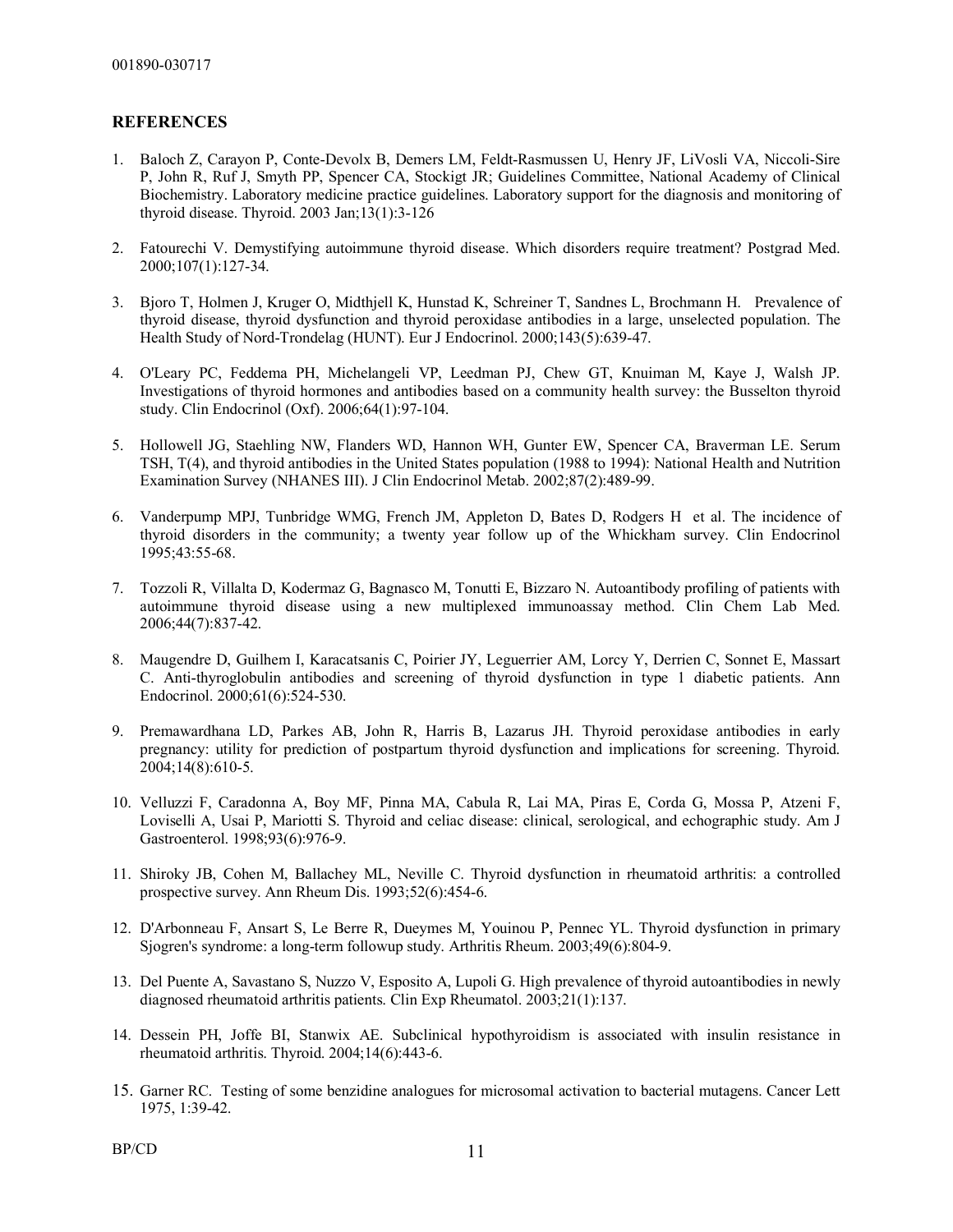## REFERENCES

1. Baloch Z, Carayon P, Conte-Devolx B, Demers LM, Feldt-Rasmussen U, Henry JF, LiVosli VA, Niccoli-Sire P, John R, Ruf J, Smyth PP, Spencer CA, Stockigt JR; Guidelines Committee, National Academy of Clinical Biochemistry. Laboratory medicine practice guidelines. Laboratory support for the diagnosis and monitoring of thyroid disease. Thyroid. 2003 Jan;13(1):3-126

2. Fatourechi V. Demystifying autoimmune thyroid disease. Which disorders require treatment? Postgrad Med. 2000;107(1):127-34.

3. Bjoro T, Holmen J, Kruger O, Midthjell K, Hunstad K, Schreiner T, Sandnes L, Brochmann H. Prevalence of thyroid disease, thyroid dysfunction and thyroid peroxidase antibodies in a large, unselected population. The Health Study of Nord-Trondelag (HUNT). Eur J Endocrinol. 2000;143(5):639-47.

4. O'Leary PC, Feddema PH, Michelangeli VP, Leedman PJ, Chew GT, Knuiman M, Kaye J, Walsh JP. Investigations of thyroid hormones and antibodies based on a community health survey: the Busselton thyroid study. Clin Endocrinol (Oxf). 2006;64(1):97-104.

5. Hollowell JG, Staehling NW, Flanders WD, Hannon WH, Gunter EW, Spencer CA, Braverman LE. Serum TSH, T(4), and thyroid antibodies in the United States population (1988 to 1994): National Health and Nutrition Examination Survey (NHANES III). J Clin Endocrinol Metab. 2002;87(2):489-99.

6. Vanderpump MPJ, Tunbridge WMG, French JM, Appleton D, Bates D, Rodgers H et al. The incidence of thyroid disorders in the community; a twenty year follow up of the Whickham survey. Clin Endocrinol 1995;43:55-68.

7. Tozzoli R, Villalta D, Kodermaz G, Bagnasco M, Tonutti E, Bizzaro N. Autoantibody profiling of patients with autoimmune thyroid disease using a new multiplexed immunoassay method. Clin Chem Lab Med. 2006;44(7):837-42.

8. Maugendre D, Guilhem I, Karacatsanis C, Poirier JY, Leguerrier AM, Lorcy Y, Derrien C, Sonnet E, Massart C. Anti-thyroglobulin antibodies and screening of thyroid dysfunction in type 1 diabetic patients. Ann Endocrinol. 2000;61(6):524-530.

9. Premawardhana LD, Parkes AB, John R, Harris B, Lazarus JH. Thyroid peroxidase antibodies in early pregnancy: utility for prediction of postpartum thyroid dysfunction and implications for screening. Thyroid. 2004;14(8):610-5.

10. Velluzzi F, Caradonna A, Boy MF, Pinna MA, Cabula R, Lai MA, Piras E, Corda G, Mossa P, Atzeni F, Loviselli A, Usai P, Mariotti S. Thyroid and celiac disease: clinical, serological, and echographic study. Am J Gastroenterol. 1998;93(6):976-9.

11. Shiroky JB, Cohen M, Ballachey ML, Neville C. Thyroid dysfunction in rheumatoid arthritis: a controlled prospective survey. Ann Rheum Dis. 1993;52(6):454-6.

12. D'Arbonneau F, Ansart S, Le Berre R, Dueymes M, Youinou P, Pennec YL. Thyroid dysfunction in primary Sjogren's syndrome: a long-term followup study. Arthritis Rheum. 2003;49(6):804-9.

13. Del Puente A, Savastano S, Nuzzo V, Esposito A, Lupoli G. High prevalence of thyroid autoantibodies in newly diagnosed rheumatoid arthritis patients. Clin Exp Rheumatol. 2003;21(1):137.

14. Dessein PH, Joffe BI, Stanwix AE. Subclinical hypothyroidism is associated with insulin resistance in rheumatoid arthritis. Thyroid. 2004;14(6):443-6.

15. Garner RC. Testing of some benzidine analogues for microsomal activation to bacterial mutagens. Cancer Lett 1975, 1:39-42.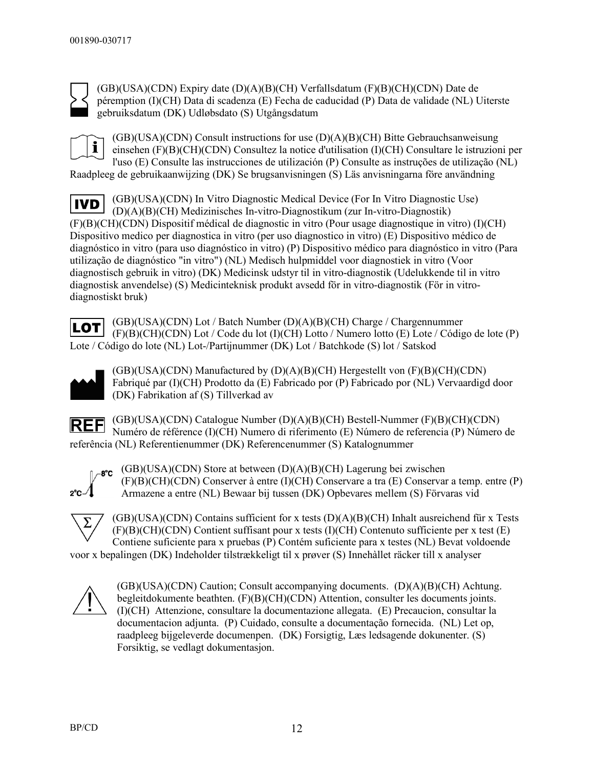(GB)(USA)(CDN) Expiry date (D)(A)(B)(CH) Verfallsdatum (F)(B)(CH)(CDN) Date de péremption (I)(CH) Data di scadenza (E) Fecha de caducidad (P) Data de validade (NL) Uiterste gebruiksdatum (DK) Udløbsdato (S) Utgångsdatum

(GB)(USA)(CDN) Consult instructions for use (D)(A)(B)(CH) Bitte Gebrauchsanweisung einsehen (F)(B)(CH)(CDN) Consultez la notice d'utilisation (I)(CH) Consultare le istruzioni per l'uso (E) Consulte las instrucciones de utilización (P) Consulte as instruções de utilização (NL) Raadpleeg de gebruikaanwijzing (DK) Se brugsanvisningen (S) Läs anvisningarna före användning

IVD (GB)(USA)(CDN) In Vitro Diagnostic Medical Device (For In Vitro Diagnostic Use) (D)(A)(B)(CH) Medizinisches In-vitro-Diagnostikum (zur In-vitro-Diagnostik) (F)(B)(CH)(CDN) Dispositif médical de diagnostic in vitro (Pour usage diagnostique in vitro) (I)(CH) Dispositivo medico per diagnostica in vitro (per uso diagnostico in vitro) (E) Dispositivo médico de diagnóstico in vitro (para uso diagnóstico in vitro) (P) Dispositivo médico para diagnóstico in vitro (Para utilização de diagnóstico "in vitro") (NL) Medisch hulpmiddel voor diagnostiek in vitro (Voor diagnostisch gebruik in vitro) (DK) Medicinsk udstyr til in vitro-diagnostik (Udelukkende til in vitro diagnostisk anvendelse) (S) Medicinteknisk produkt avsedd för in vitro-diagnostik (För in vitro-diagnostiskt bruk)

LOT (GB)(USA)(CDN) Lot / Batch Number (D)(A)(B)(CH) Charge / Chargennummer (F)(B)(CH)(CDN) Lot / Code du lot (I)(CH) Lotto / Numero lotto (E) Lote / Código de lote (P) Lote / Código do lote (NL) Lot-/Partijnummer (DK) Lot / Batchkode (S) lot / Satskod

(GB)(USA)(CDN) Manufactured by (D)(A)(B)(CH) Hergestellt von (F)(B)(CH)(CDN) Fabriqué par (I)(CH) Prodotto da (E) Fabricado por (P) Fabricado por (NL) Vervaardigd door (DK) Fabrikation af (S) Tillverkad av

REF (GB)(USA)(CDN) Catalogue Number (D)(A)(B)(CH) Bestell-Nummer (F)(B)(CH)(CDN) Numéro de référence (I)(CH) Numero di riferimento (E) Número de referencia (P) Número de referência (NL) Referentienummer (DK) Referencenummer (S) Katalognummer

2°C – 8°C (GB)(USA)(CDN) Store at between (D)(A)(B)(CH) Lagerung bei zwischen (F)(B)(CH)(CDN) Conserver à entre (I)(CH) Conservare a tra (E) Conservar a temp. entre (P) Armazene a entre (NL) Bewaar bij tussen (DK) Opbevares mellem (S) Förvaras vid

Σ (GB)(USA)(CDN) Contains sufficient for x tests (D)(A)(B)(CH) Inhalt ausreichend für x Tests (F)(B)(CH)(CDN) Contient suffisant pour x tests (I)(CH) Contenuto sufficiente per x test (E) Contiene suficiente para x pruebas (P) Contém suficiente para x testes (NL) Bevat voldoende voor x bepalingen (DK) Indeholder tilstrækkeligt til x prøver (S) Innehållet räcker till x analyser

(GB)(USA)(CDN) Caution; Consult accompanying documents. (D)(A)(B)(CH) Achtung. begleitdokumente beathten. (F)(B)(CH)(CDN) Attention, consulter les documents joints. (I)(CH) Attenzione, consultare la documentazione allegata. (E) Precaucion, consultar la documentacion adjunta. (P) Cuidado, consulte a documentação fornecida. (NL) Let op, raadpleeg bijgeleverde documenpen. (DK) Forsigtig, Læs ledsagende dokunenter. (S) Forsiktig, se vedlagt dokumentasjon.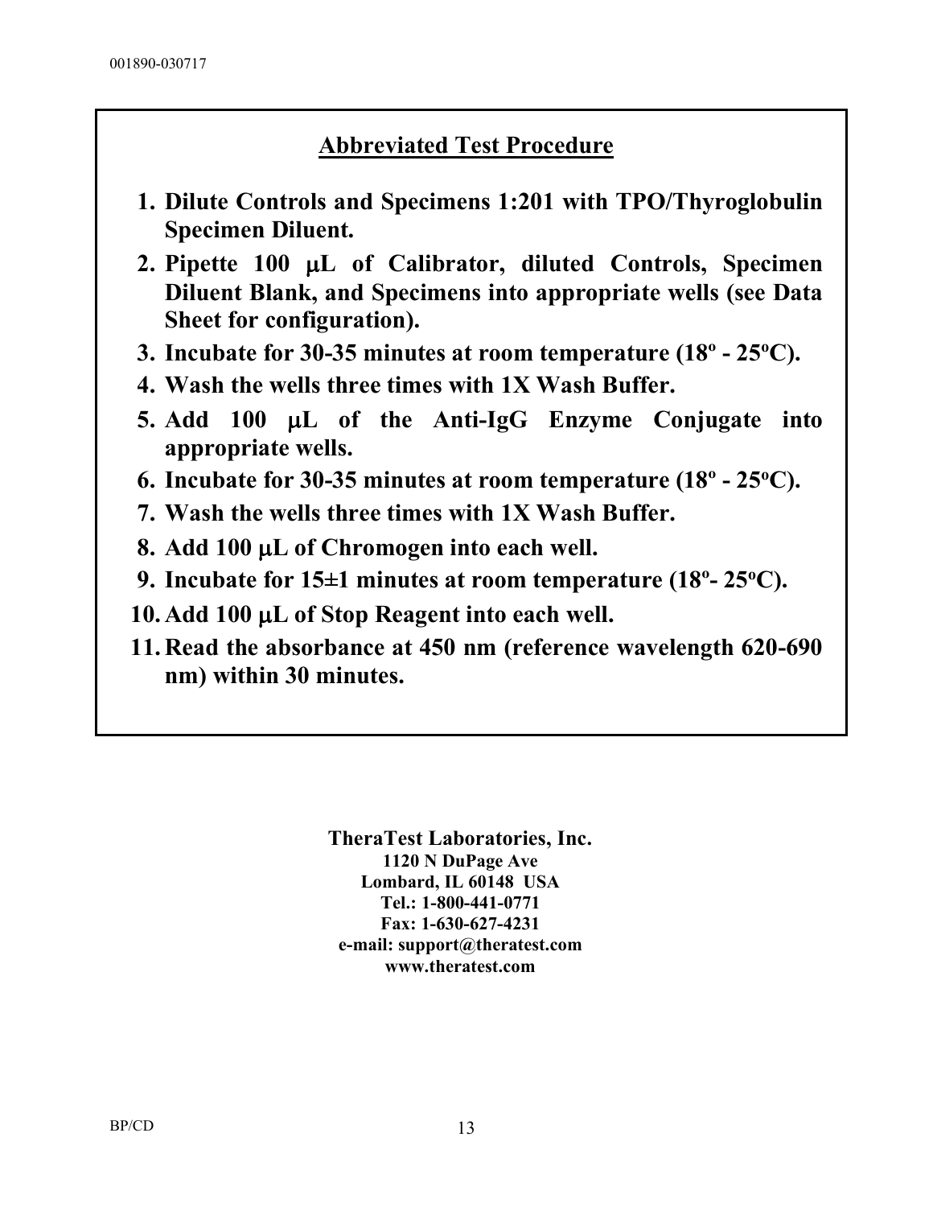## Abbreviated Test Procedure

1. **Dilute Controls and Specimens 1:201 with TPO/Thyroglobulin Specimen Diluent.**
2. **Pipette 100 μL of Calibrator, diluted Controls, Specimen Diluent Blank, and Specimens into appropriate wells (see Data Sheet for configuration).**
3. **Incubate for 30-35 minutes at room temperature (18º - 25ºC).**
4. **Wash the wells three times with 1X Wash Buffer.**
5. **Add 100 μL of the Anti-IgG Enzyme Conjugate into appropriate wells.**
6. **Incubate for 30-35 minutes at room temperature (18º - 25ºC).**
7. **Wash the wells three times with 1X Wash Buffer.**
8. **Add 100 μL of Chromogen into each well.**
9. **Incubate for 15±1 minutes at room temperature (18º- 25ºC).**
10. **Add 100 μL of Stop Reagent into each well.**
11. **Read the absorbance at 450 nm (reference wavelength 620-690 nm) within 30 minutes.**

**TheraTest Laboratories, Inc.**
**1120 N DuPage Ave**
**Lombard, IL 60148 USA**
**Tel.: 1-800-441-0771**
**Fax: 1-630-627-4231**
**e-mail: support@theratest.com**
**www.theratest.com**